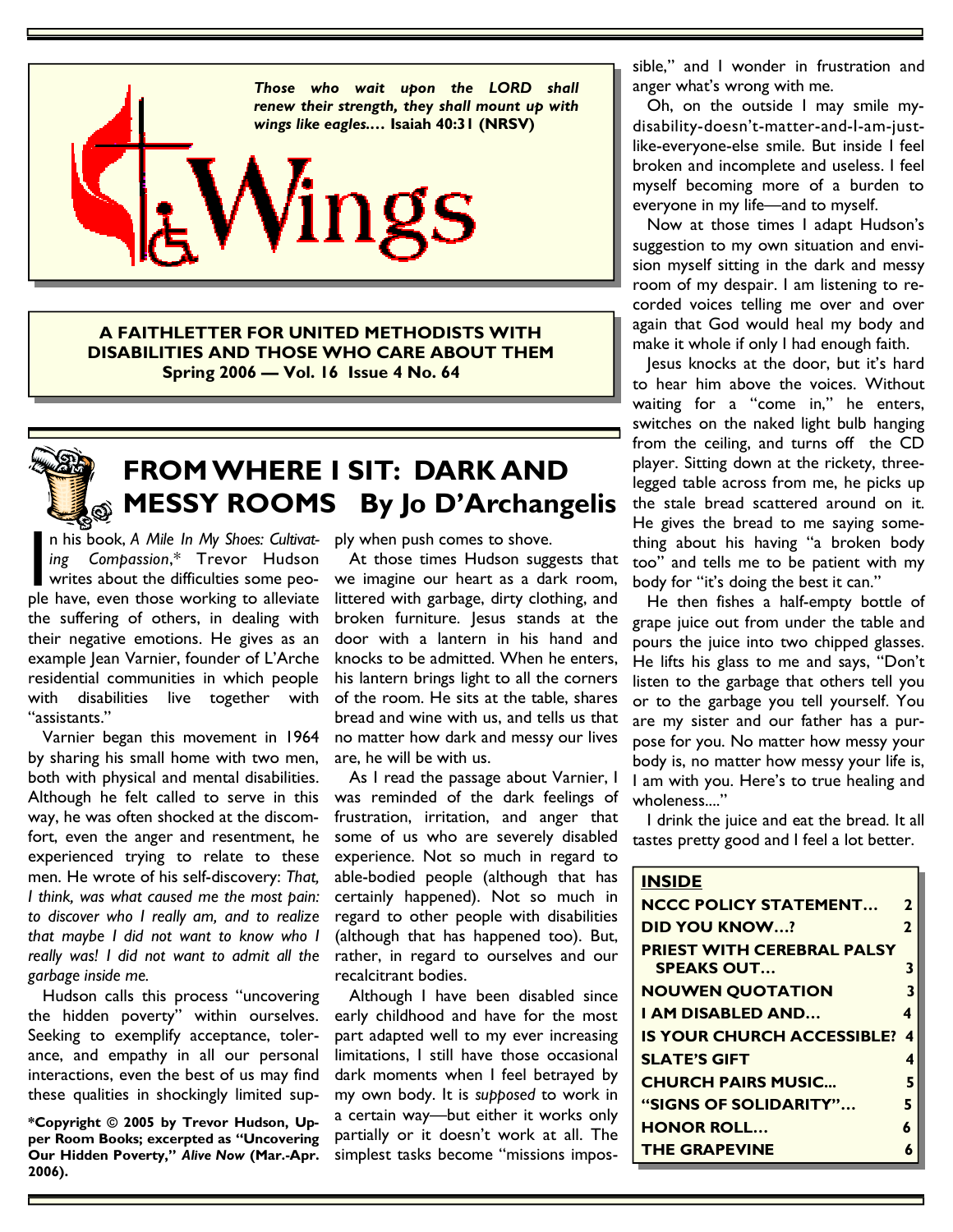*Those who wait upon the LORD shall renew their strength, they shall mount up with wings like eagles.…* **Isaiah 40:31 (NRSV)**

# Wings

**A FAITHLETTER FOR UNITED METHODISTS WITH DISABILITIES AND THOSE WHO CARE ABOUT THEM**
**Spring 2006 — Vol. 16 Issue 4 No. 64**

## FROM WHERE I SIT: DARK AND MESSY ROOMS By Jo D'Archangelis

In his book, *A Mile In My Shoes: Cultivating Compassion*,* Trevor Hudson writes about the difficulties some people have, even those working to alleviate the suffering of others, in dealing with their negative emotions. He gives as an example Jean Varnier, founder of L'Arche residential communities in which people with disabilities live together with "assistants."

Varnier began this movement in 1964 by sharing his small home with two men, both with physical and mental disabilities. Although he felt called to serve in this way, he was often shocked at the discomfort, even the anger and resentment, he experienced trying to relate to these men. He wrote of his self-discovery: *That, I think, was what caused me the most pain: to discover who I really am, and to realize that maybe I did not want to know who I really was! I did not want to admit all the garbage inside me.*

Hudson calls this process "uncovering the hidden poverty" within ourselves. Seeking to exemplify acceptance, tolerance, and empathy in all our personal interactions, even the best of us may find these qualities in shockingly limited supply when push comes to shove.

At those times Hudson suggests that we imagine our heart as a dark room, littered with garbage, dirty clothing, and broken furniture. Jesus stands at the door with a lantern in his hand and knocks to be admitted. When he enters, his lantern brings light to all the corners of the room. He sits at the table, shares bread and wine with us, and tells us that no matter how dark and messy our lives are, he will be with us.

As I read the passage about Varnier, I was reminded of the dark feelings of frustration, irritation, and anger that some of us who are severely disabled experience. Not so much in regard to able-bodied people (although that has certainly happened). Not so much in regard to other people with disabilities (although that has happened too). But, rather, in regard to ourselves and our recalcitrant bodies.

Although I have been disabled since early childhood and have for the most part adapted well to my ever increasing limitations, I still have those occasional dark moments when I feel betrayed by my own body. It is *supposed* to work in a certain way—but either it works only partially or it doesn't work at all. The simplest tasks become "missions impossible," and I wonder in frustration and anger what's wrong with me.

Oh, on the outside I may smile my-disability-doesn't-matter-and-I-am-just-like-everyone-else smile. But inside I feel broken and incomplete and useless. I feel myself becoming more of a burden to everyone in my life—and to myself.

Now at those times I adapt Hudson's suggestion to my own situation and envision myself sitting in the dark and messy room of my despair. I am listening to recorded voices telling me over and over again that God would heal my body and make it whole if only I had enough faith.

Jesus knocks at the door, but it's hard to hear him above the voices. Without waiting for a "come in," he enters, switches on the naked light bulb hanging from the ceiling, and turns off the CD player. Sitting down at the rickety, three-legged table across from me, he picks up the stale bread scattered around on it. He gives the bread to me saying something about his having "a broken body too" and tells me to be patient with my body for "it's doing the best it can."

He then fishes a half-empty bottle of grape juice out from under the table and pours the juice into two chipped glasses. He lifts his glass to me and says, "Don't listen to the garbage that others tell you or to the garbage you tell yourself. You are my sister and our father has a purpose for you. No matter how messy your body is, no matter how messy your life is, I am with you. Here's to true healing and wholeness...."

I drink the juice and eat the bread. It all tastes pretty good and I feel a lot better.

**\*Copyright © 2005 by Trevor Hudson, Upper Room Books; excerpted as "Uncovering Our Hidden Poverty," *Alive Now* (Mar.-Apr. 2006).**

### INSIDE

| | |
|---|---|
| NCCC POLICY STATEMENT… | 2 |
| DID YOU KNOW…? | 2 |
| PRIEST WITH CEREBRAL PALSY SPEAKS OUT… | 3 |
| NOUWEN QUOTATION | 3 |
| I AM DISABLED AND… | 4 |
| IS YOUR CHURCH ACCESSIBLE? | 4 |
| SLATE'S GIFT | 4 |
| CHURCH PAIRS MUSIC... | 5 |
| "SIGNS OF SOLIDARITY"… | 5 |
| HONOR ROLL… | 6 |
| THE GRAPEVINE | 6 |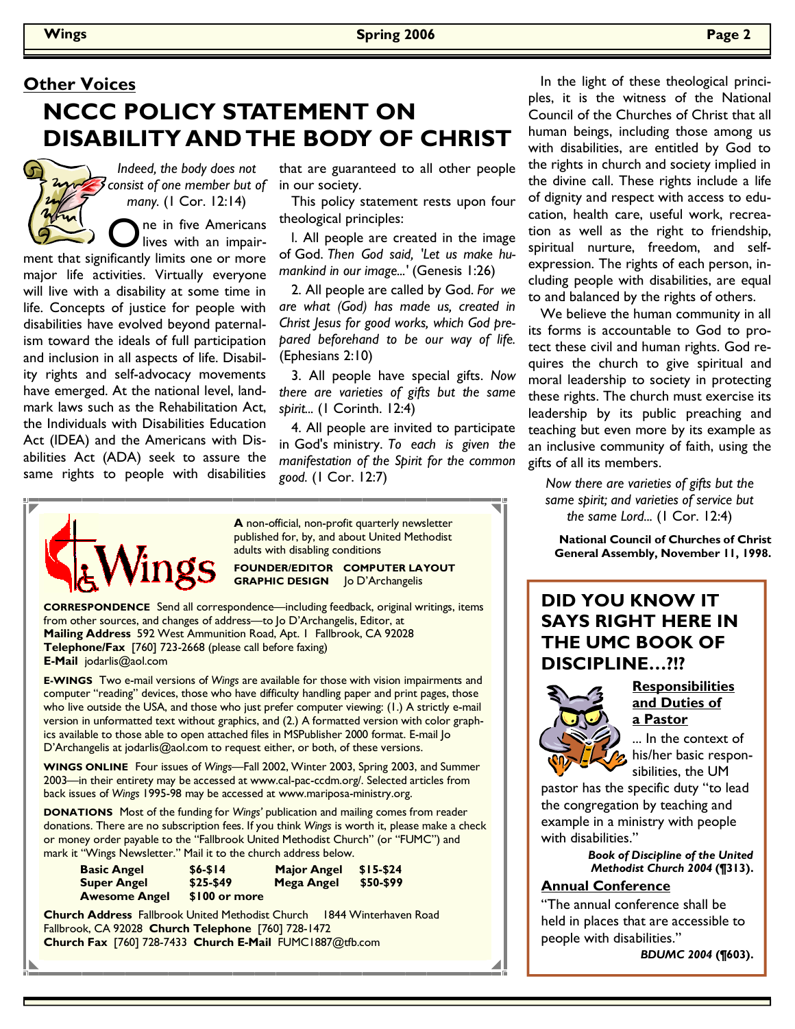## Other Voices

# NCCC POLICY STATEMENT ON DISABILITY AND THE BODY OF CHRIST

*Indeed, the body does not consist of one member but of many.* (1 Cor. 12:14)

One in five Americans lives with an impairment that significantly limits one or more major life activities. Virtually everyone will live with a disability at some time in life. Concepts of justice for people with disabilities have evolved beyond paternalism toward the ideals of full participation and inclusion in all aspects of life. Disability rights and self-advocacy movements have emerged. At the national level, landmark laws such as the Rehabilitation Act, the Individuals with Disabilities Education Act (IDEA) and the Americans with Disabilities Act (ADA) seek to assure the same rights to people with disabilities that are guaranteed to all other people in our society.

This policy statement rests upon four theological principles:

1. All people are created in the image of God. *Then God said, 'Let us make humankind in our image...'* (Genesis 1:26)

2. All people are called by God. *For we are what (God) has made us, created in Christ Jesus for good works, which God prepared beforehand to be our way of life.* (Ephesians 2:10)

3. All people have special gifts. *Now there are varieties of gifts but the same spirit...* (1 Corinth. 12:4)

4. All people are invited to participate in God's ministry. *To each is given the manifestation of the Spirit for the common good.* (1 Cor. 12:7)

In the light of these theological principles, it is the witness of the National Council of the Churches of Christ that all human beings, including those among us with disabilities, are entitled by God to the rights in church and society implied in the divine call. These rights include a life of dignity and respect with access to education, health care, useful work, recreation as well as the right to friendship, spiritual nurture, freedom, and self-expression. The rights of each person, including people with disabilities, are equal to and balanced by the rights of others.

We believe the human community in all its forms is accountable to God to protect these civil and human rights. God requires the church to give spiritual and moral leadership to society in protecting these rights. The church must exercise its leadership by its public preaching and teaching but even more by its example as an inclusive community of faith, using the gifts of all its members.

*Now there are varieties of gifts but the same spirit; and varieties of service but the same Lord...* (1 Cor. 12:4)

**National Council of Churches of Christ General Assembly, November 11, 1998.**

---

**Wings**

**A** non-official, non-profit quarterly newsletter published for, by, and about United Methodist adults with disabling conditions

**FOUNDER/EDITOR COMPUTER LAYOUT GRAPHIC DESIGN** Jo D'Archangelis

**CORRESPONDENCE** Send all correspondence—including feedback, original writings, items from other sources, and changes of address—to Jo D'Archangelis, Editor, at **Mailing Address** 592 West Ammunition Road, Apt. 1 Fallbrook, CA 92028 **Telephone/Fax** [760] 723-2668 (please call before faxing) **E-Mail** jodarlis@aol.com

**E-WINGS** Two e-mail versions of *Wings* are available for those with vision impairments and computer "reading" devices, those who have difficulty handling paper and print pages, those who live outside the USA, and those who just prefer computer viewing: (1.) A strictly e-mail version in unformatted text without graphics, and (2.) A formatted version with color graphics available to those able to open attached files in MSPublisher 2000 format. E-mail Jo D'Archangelis at jodarlis@aol.com to request either, or both, of these versions.

**WINGS ONLINE** Four issues of *Wings*—Fall 2002, Winter 2003, Spring 2003, and Summer 2003—in their entirety may be accessed at www.cal-pac-ccdm.org/. Selected articles from back issues of *Wings* 1995-98 may be accessed at www.mariposa-ministry.org.

**DONATIONS** Most of the funding for *Wings'* publication and mailing comes from reader donations. There are no subscription fees. If you think *Wings* is worth it, please make a check or money order payable to the "Fallbrook United Methodist Church" (or "FUMC") and mark it "Wings Newsletter." Mail it to the church address below.

| | | | |
|---|---|---|---|
| **Basic Angel** | **$6-$14** | **Major Angel** | **$15-$24** |
| **Super Angel** | **$25-$49** | **Mega Angel** | **$50-$99** |
| **Awesome Angel** | **$100 or more** | | |

**Church Address** Fallbrook United Methodist Church 1844 Winterhaven Road Fallbrook, CA 92028 **Church Telephone** [760] 728-1472 **Church Fax** [760] 728-7433 **Church E-Mail** FUMC1887@tfb.com

---

## DID YOU KNOW IT SAYS RIGHT HERE IN THE UMC BOOK OF DISCIPLINE…?!?

**Responsibilities and Duties of a Pastor**

... In the context of his/her basic responsibilities, the UM pastor has the specific duty "to lead the congregation by teaching and example in a ministry with people with disabilities."

***Book of Discipline of the United Methodist Church 2004* (¶313).**

**Annual Conference**

"The annual conference shall be held in places that are accessible to people with disabilities."

***BDUMC 2004* (¶603).**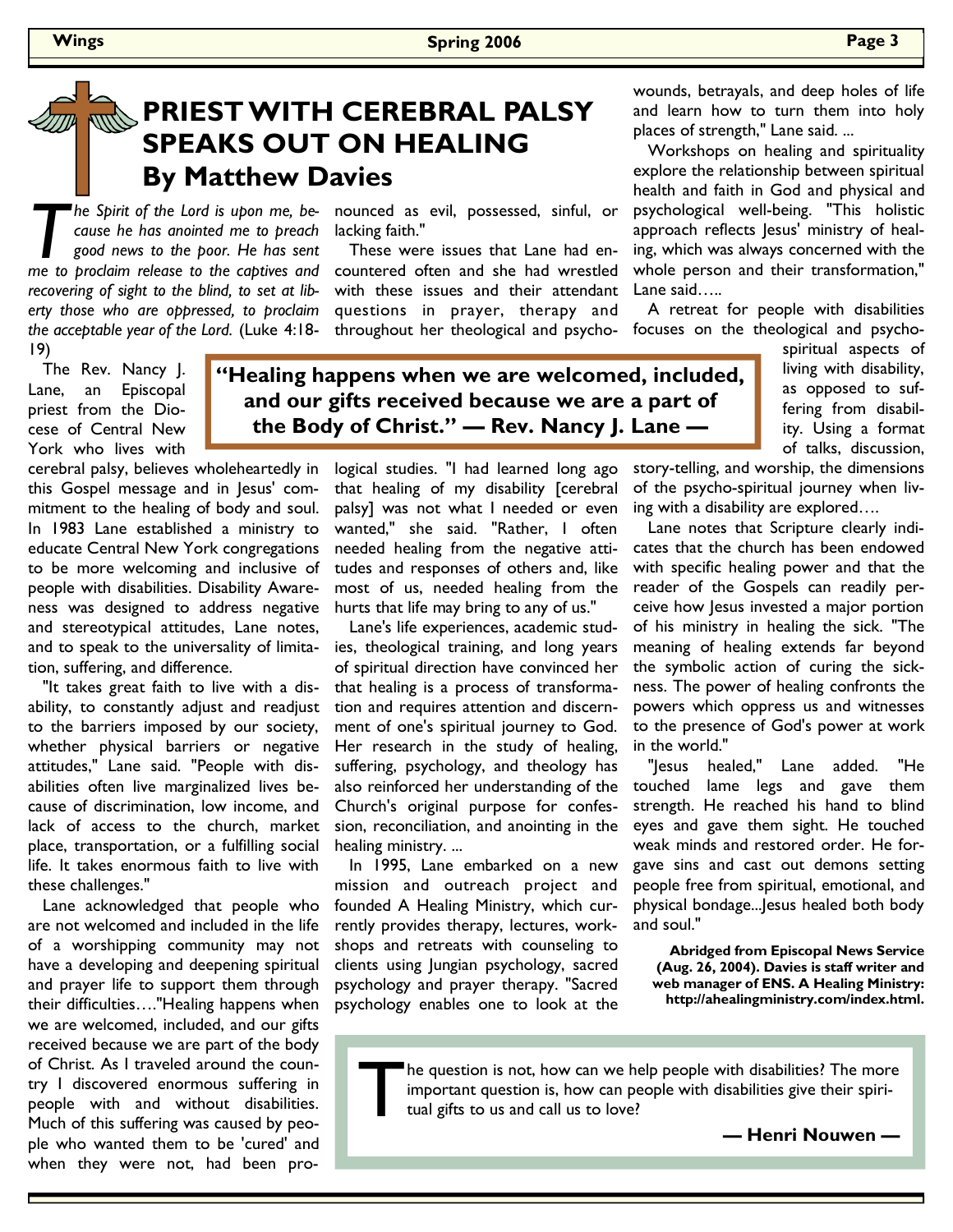# PRIEST WITH CEREBRAL PALSY SPEAKS OUT ON HEALING

## By Matthew Davies

*The Spirit of the Lord is upon me, because he has anointed me to preach good news to the poor. He has sent me to proclaim release to the captives and recovering of sight to the blind, to set at liberty those who are oppressed, to proclaim the acceptable year of the Lord.* (Luke 4:18-19)

The Rev. Nancy J. Lane, an Episcopal priest from the Diocese of Central New York who lives with cerebral palsy, believes wholeheartedly in this Gospel message and in Jesus' commitment to the healing of body and soul. In 1983 Lane established a ministry to educate Central New York congregations to be more welcoming and inclusive of people with disabilities. Disability Awareness was designed to address negative and stereotypical attitudes, Lane notes, and to speak to the universality of limitation, suffering, and difference.

"It takes great faith to live with a disability, to constantly adjust and readjust to the barriers imposed by our society, whether physical barriers or negative attitudes," Lane said. "People with disabilities often live marginalized lives because of discrimination, low income, and lack of access to the church, market place, transportation, or a fulfilling social life. It takes enormous faith to live with these challenges."

Lane acknowledged that people who are not welcomed and included in the life of a worshipping community may not have a developing and deepening spiritual and prayer life to support them through their difficulties…."Healing happens when we are welcomed, included, and our gifts received because we are part of the body of Christ. As I traveled around the country I discovered enormous suffering in people with and without disabilities. Much of this suffering was caused by people who wanted them to be 'cured' and when they were not, had been pronounced as evil, possessed, sinful, or lacking faith."

These were issues that Lane had encountered often and she had wrestled with these issues and their attendant questions in prayer, therapy and throughout her theological and psychological studies. "I had learned long ago that healing of my disability [cerebral palsy] was not what I needed or even wanted," she said. "Rather, I often needed healing from the negative attitudes and responses of others and, like most of us, needed healing from the hurts that life may bring to any of us."

> **"Healing happens when we are welcomed, included, and our gifts received because we are a part of the Body of Christ." — Rev. Nancy J. Lane —**

Lane's life experiences, academic studies, theological training, and long years of spiritual direction have convinced her that healing is a process of transformation and requires attention and discernment of one's spiritual journey to God. Her research in the study of healing, suffering, psychology, and theology has also reinforced her understanding of the Church's original purpose for confession, reconciliation, and anointing in the healing ministry. ...

In 1995, Lane embarked on a new mission and outreach project and founded A Healing Ministry, which currently provides therapy, lectures, workshops and retreats with counseling to clients using Jungian psychology, sacred psychology and prayer therapy. "Sacred psychology enables one to look at the wounds, betrayals, and deep holes of life and learn how to turn them into holy places of strength," Lane said. ...

Workshops on healing and spirituality explore the relationship between spiritual health and faith in God and physical and psychological well-being. "This holistic approach reflects Jesus' ministry of healing, which was always concerned with the whole person and their transformation," Lane said…..

A retreat for people with disabilities focuses on the theological and psycho-spiritual aspects of living with disability, as opposed to suffering from disability. Using a format of talks, discussion, story-telling, and worship, the dimensions of the psycho-spiritual journey when living with a disability are explored….

Lane notes that Scripture clearly indicates that the church has been endowed with specific healing power and that the reader of the Gospels can readily perceive how Jesus invested a major portion of his ministry in healing the sick. "The meaning of healing extends far beyond the symbolic action of curing the sickness. The power of healing confronts the powers which oppress us and witnesses to the presence of God's power at work in the world."

"Jesus healed," Lane added. "He touched lame legs and gave them strength. He reached his hand to blind eyes and gave them sight. He touched weak minds and restored order. He forgave sins and cast out demons setting people free from spiritual, emotional, and physical bondage...Jesus healed both body and soul."

**Abridged from Episcopal News Service (Aug. 26, 2004). Davies is staff writer and web manager of ENS. A Healing Ministry: http://ahealingministry.com/index.html.**

---

The question is not, how can we help people with disabilities? The more important question is, how can people with disabilities give their spiritual gifts to us and call us to love?

**— Henri Nouwen —**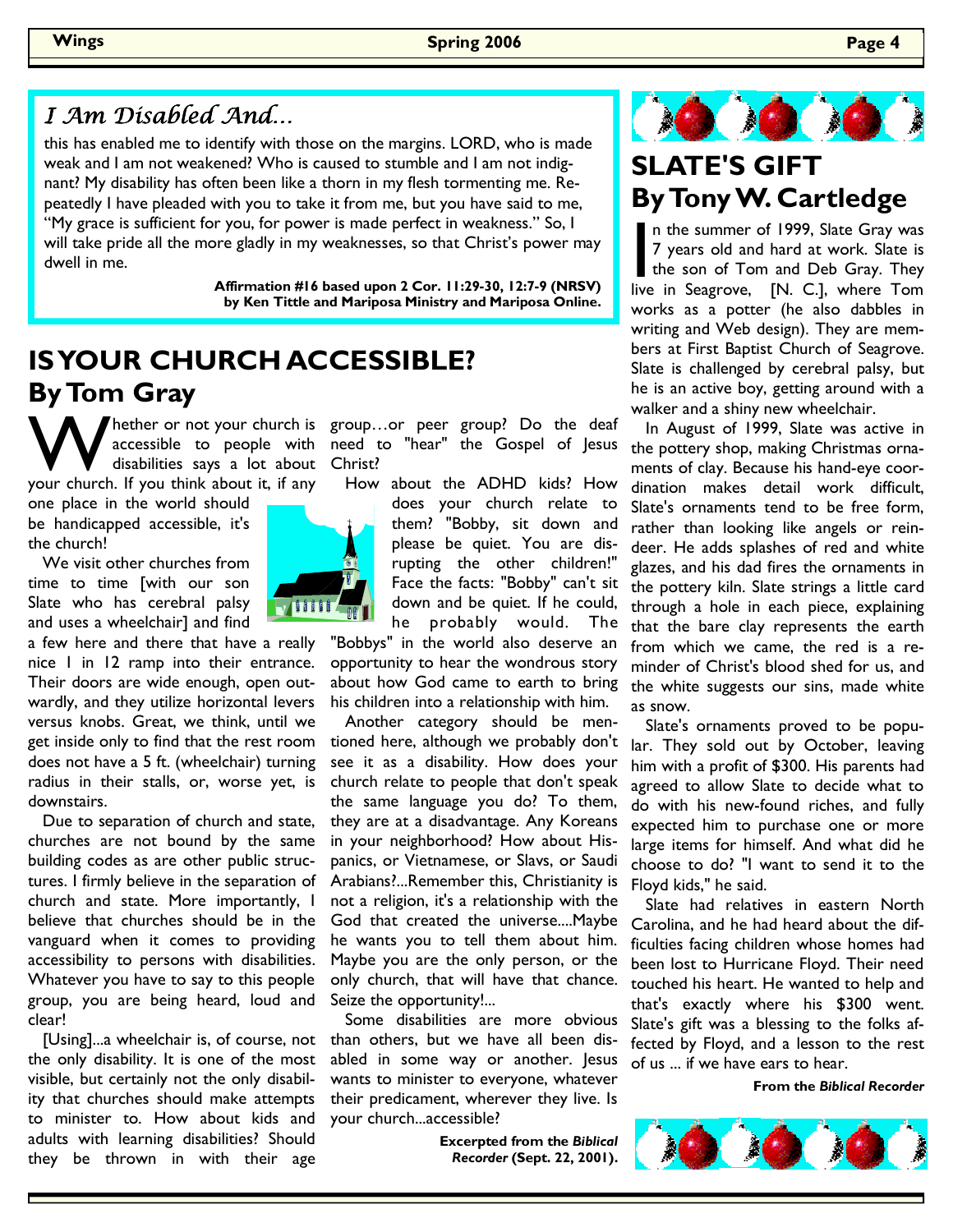## I Am Disabled And…

this has enabled me to identify with those on the margins. LORD, who is made weak and I am not weakened? Who is caused to stumble and I am not indignant? My disability has often been like a thorn in my flesh tormenting me. Repeatedly I have pleaded with you to take it from me, but you have said to me, "My grace is sufficient for you, for power is made perfect in weakness." So, I will take pride all the more gladly in my weaknesses, so that Christ's power may dwell in me.

**Affirmation #16 based upon 2 Cor. 11:29-30, 12:7-9 (NRSV) by Ken Tittle and Mariposa Ministry and Mariposa Online.**

# IS YOUR CHURCH ACCESSIBLE?

## By Tom Gray

Whether or not your church is accessible to people with disabilities says a lot about your church. If you think about it, if any one place in the world should be handicapped accessible, it's the church!

We visit other churches from time to time [with our son Slate who has cerebral palsy and uses a wheelchair] and find a few here and there that have a really nice 1 in 12 ramp into their entrance. Their doors are wide enough, open outwardly, and they utilize horizontal levers versus knobs. Great, we think, until we get inside only to find that the rest room does not have a 5 ft. (wheelchair) turning radius in their stalls, or, worse yet, is downstairs.

Due to separation of church and state, churches are not bound by the same building codes as are other public structures. I firmly believe in the separation of church and state. More importantly, I believe that churches should be in the vanguard when it comes to providing accessibility to persons with disabilities. Whatever you have to say to this people group, you are being heard, loud and clear!

[Using]...a wheelchair is, of course, not the only disability. It is one of the most visible, but certainly not the only disability that churches should make attempts to minister to. How about kids and adults with learning disabilities? Should they be thrown in with their age group…or peer group? Do the deaf need to "hear" the Gospel of Jesus Christ?

How about the ADHD kids? How does your church relate to them? "Bobby, sit down and please be quiet. You are disrupting the other children!" Face the facts: "Bobby" can't sit down and be quiet. If he could, he probably would. The "Bobbys" in the world also deserve an opportunity to hear the wondrous story about how God came to earth to bring his children into a relationship with him.

Another category should be mentioned here, although we probably don't see it as a disability. How does your church relate to people that don't speak the same language you do? To them, they are at a disadvantage. Any Koreans in your neighborhood? How about Hispanics, or Vietnamese, or Slavs, or Saudi Arabians?...Remember this, Christianity is not a religion, it's a relationship with the God that created the universe....Maybe he wants you to tell them about him. Maybe you are the only person, or the only church, that will have that chance. Seize the opportunity!...

Some disabilities are more obvious than others, but we have all been disabled in some way or another. Jesus wants to minister to everyone, whatever their predicament, wherever they live. Is your church...accessible?

**Excerpted from the *Biblical Recorder* (Sept. 22, 2001).**

# SLATE'S GIFT

## By Tony W. Cartledge

In the summer of 1999, Slate Gray was 7 years old and hard at work. Slate is the son of Tom and Deb Gray. They live in Seagrove, [N. C.], where Tom works as a potter (he also dabbles in writing and Web design). They are members at First Baptist Church of Seagrove. Slate is challenged by cerebral palsy, but he is an active boy, getting around with a walker and a shiny new wheelchair.

In August of 1999, Slate was active in the pottery shop, making Christmas ornaments of clay. Because his hand-eye coordination makes detail work difficult, Slate's ornaments tend to be free form, rather than looking like angels or reindeer. He adds splashes of red and white glazes, and his dad fires the ornaments in the pottery kiln. Slate strings a little card through a hole in each piece, explaining that the bare clay represents the earth from which we came, the red is a reminder of Christ's blood shed for us, and the white suggests our sins, made white as snow.

Slate's ornaments proved to be popular. They sold out by October, leaving him with a profit of $300. His parents had agreed to allow Slate to decide what to do with his new-found riches, and fully expected him to purchase one or more large items for himself. And what did he choose to do? "I want to send it to the Floyd kids," he said.

Slate had relatives in eastern North Carolina, and he had heard about the difficulties facing children whose homes had been lost to Hurricane Floyd. Their need touched his heart. He wanted to help and that's exactly where his $300 went. Slate's gift was a blessing to the folks affected by Floyd, and a lesson to the rest of us ... if we have ears to hear.

**From the *Biblical Recorder***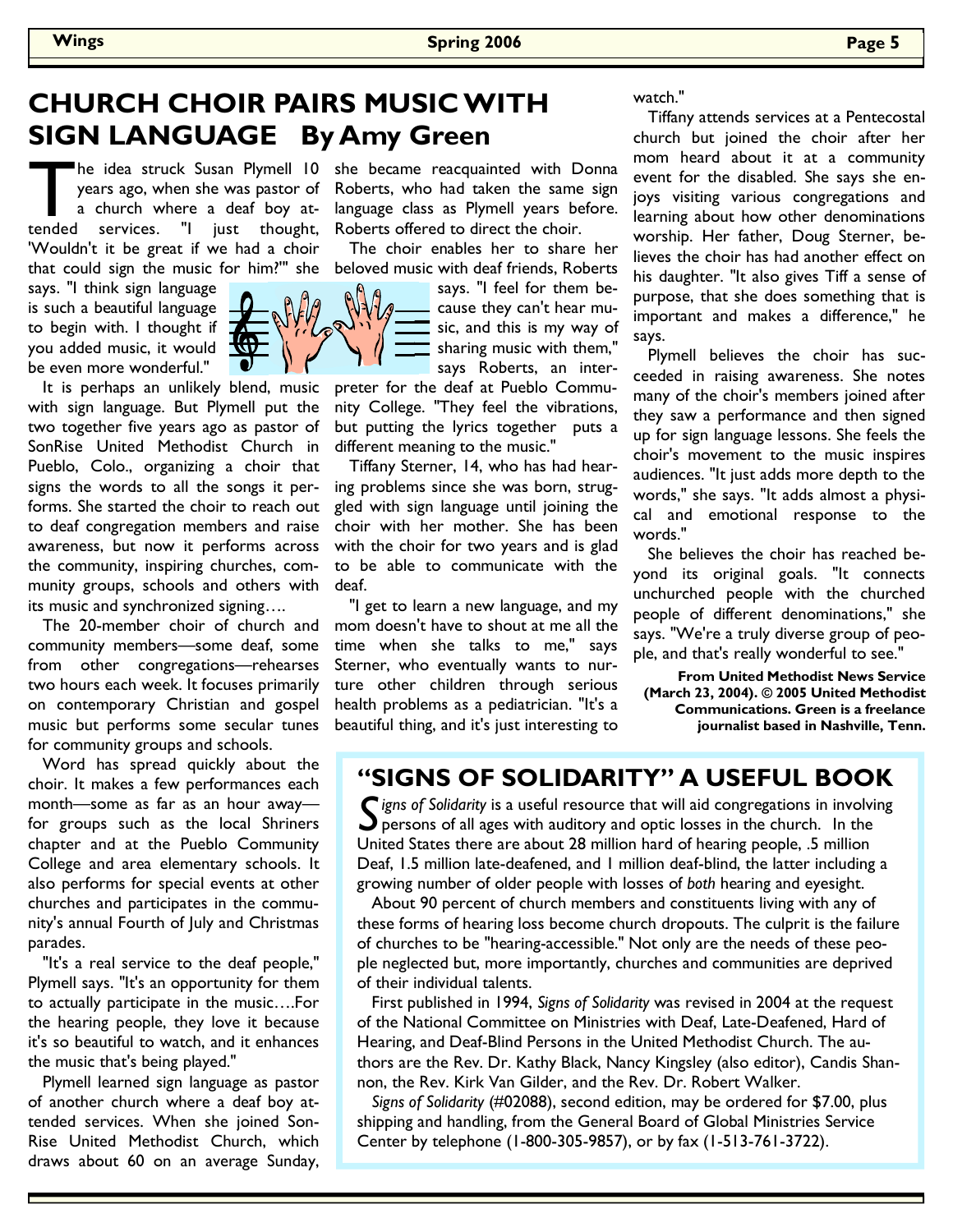# CHURCH CHOIR PAIRS MUSIC WITH SIGN LANGUAGE By Amy Green

The idea struck Susan Plymell 10 years ago, when she was pastor of a church where a deaf boy attended services. "I just thought, 'Wouldn't it be great if we had a choir that could sign the music for him?'" she says. "I think sign language is such a beautiful language to begin with. I thought if you added music, it would be even more wonderful."

It is perhaps an unlikely blend, music with sign language. But Plymell put the two together five years ago as pastor of SonRise United Methodist Church in Pueblo, Colo., organizing a choir that signs the words to all the songs it performs. She started the choir to reach out to deaf congregation members and raise awareness, but now it performs across the community, inspiring churches, community groups, schools and others with its music and synchronized signing….

The 20-member choir of church and community members—some deaf, some from other congregations—rehearses two hours each week. It focuses primarily on contemporary Christian and gospel music but performs some secular tunes for community groups and schools.

Word has spread quickly about the choir. It makes a few performances each month—some as far as an hour away—for groups such as the local Shriners chapter and at the Pueblo Community College and area elementary schools. It also performs for special events at other churches and participates in the community's annual Fourth of July and Christmas parades.

"It's a real service to the deaf people," Plymell says. "It's an opportunity for them to actually participate in the music….For the hearing people, they love it because it's so beautiful to watch, and it enhances the music that's being played."

Plymell learned sign language as pastor of another church where a deaf boy attended services. When she joined SonRise United Methodist Church, which draws about 60 on an average Sunday, she became reacquainted with Donna Roberts, who had taken the same sign language class as Plymell years before. Roberts offered to direct the choir.

The choir enables her to share her beloved music with deaf friends, Roberts says. "I feel for them because they can't hear music, and this is my way of sharing music with them," says Roberts, an interpreter for the deaf at Pueblo Community College. "They feel the vibrations, but putting the lyrics together puts a different meaning to the music."

Tiffany Sterner, 14, who has had hearing problems since she was born, struggled with sign language until joining the choir with her mother. She has been with the choir for two years and is glad to be able to communicate with the deaf.

"I get to learn a new language, and my mom doesn't have to shout at me all the time when she talks to me," says Sterner, who eventually wants to nurture other children through serious health problems as a pediatrician. "It's a beautiful thing, and it's just interesting to watch."

Tiffany attends services at a Pentecostal church but joined the choir after her mom heard about it at a community event for the disabled. She says she enjoys visiting various congregations and learning about how other denominations worship. Her father, Doug Sterner, believes the choir has had another effect on his daughter. "It also gives Tiff a sense of purpose, that she does something that is important and makes a difference," he says.

Plymell believes the choir has succeeded in raising awareness. She notes many of the choir's members joined after they saw a performance and then signed up for sign language lessons. She feels the choir's movement to the music inspires audiences. "It just adds more depth to the words," she says. "It adds almost a physical and emotional response to the words."

She believes the choir has reached beyond its original goals. "It connects unchurched people with the churched people of different denominations," she says. "We're a truly diverse group of people, and that's really wonderful to see."

**From United Methodist News Service (March 23, 2004). © 2005 United Methodist Communications. Green is a freelance journalist based in Nashville, Tenn.**

## "SIGNS OF SOLIDARITY" A USEFUL BOOK

*Signs of Solidarity* is a useful resource that will aid congregations in involving persons of all ages with auditory and optic losses in the church. In the United States there are about 28 million hard of hearing people, .5 million Deaf, 1.5 million late-deafened, and 1 million deaf-blind, the latter including a growing number of older people with losses of *both* hearing and eyesight.

About 90 percent of church members and constituents living with any of these forms of hearing loss become church dropouts. The culprit is the failure of churches to be "hearing-accessible." Not only are the needs of these people neglected but, more importantly, churches and communities are deprived of their individual talents.

First published in 1994, *Signs of Solidarity* was revised in 2004 at the request of the National Committee on Ministries with Deaf, Late-Deafened, Hard of Hearing, and Deaf-Blind Persons in the United Methodist Church. The authors are the Rev. Dr. Kathy Black, Nancy Kingsley (also editor), Candis Shannon, the Rev. Kirk Van Gilder, and the Rev. Dr. Robert Walker.

*Signs of Solidarity* (#02088), second edition, may be ordered for $7.00, plus shipping and handling, from the General Board of Global Ministries Service Center by telephone (1-800-305-9857), or by fax (1-513-761-3722).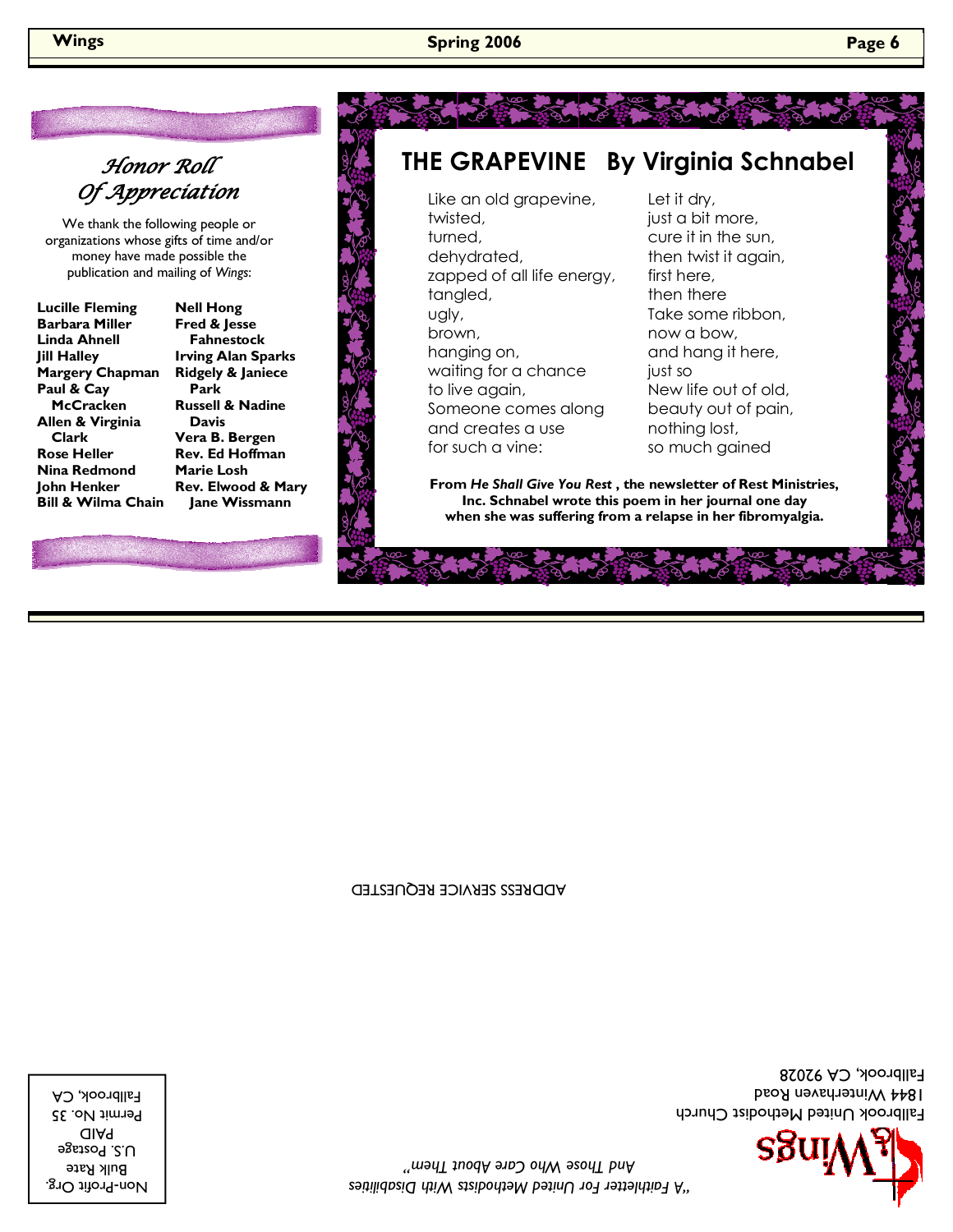## *Honor Roll Of Appreciation*

We thank the following people or organizations whose gifts of time and/or money have made possible the publication and mailing of *Wings*:

**Lucille Fleming**
**Barbara Miller**
**Linda Ahnell**
**Jill Halley**
**Margery Chapman**
**Paul & Cay McCracken**
**Allen & Virginia Clark**
**Rose Heller**
**Nina Redmond**
**John Henker**
**Bill & Wilma Chain**
**Nell Hong**
**Fred & Jesse Fahnestock**
**Irving Alan Sparks**
**Ridgely & Janiece Park**
**Russell & Nadine Davis**
**Vera B. Bergen**
**Rev. Ed Hoffman**
**Marie Losh**
**Rev. Elwood & Mary Jane Wissmann**

## THE GRAPEVINE By Virginia Schnabel

Like an old grapevine,
twisted,
turned,
dehydrated,
zapped of all life energy,
tangled,
ugly,
brown,
hanging on,
waiting for a chance
to live again,
Someone comes along
and creates a use
for such a vine:

Let it dry,
just a bit more,
cure it in the sun,
then twist it again,
first here,
then there
Take some ribbon,
now a bow,
and hang it here,
just so
New life out of old,
beauty out of pain,
nothing lost,
so much gained

**From *He Shall Give You Rest* , the newsletter of Rest Ministries, Inc. Schnabel wrote this poem in her journal one day when she was suffering from a relapse in her fibromyalgia.**

ADDRESS SERVICE REQUESTED

Wings
Fallbrook United Methodist Church
1844 Winterhaven Road
Fallbrook, CA 92028

*"A Faithletter For United Methodists With Disabilities And Those Who Care About Them"*

Non-Profit Org.
Bulk Rate
U.S. Postage
PAID
Permit No. 35
Fallbrook, CA